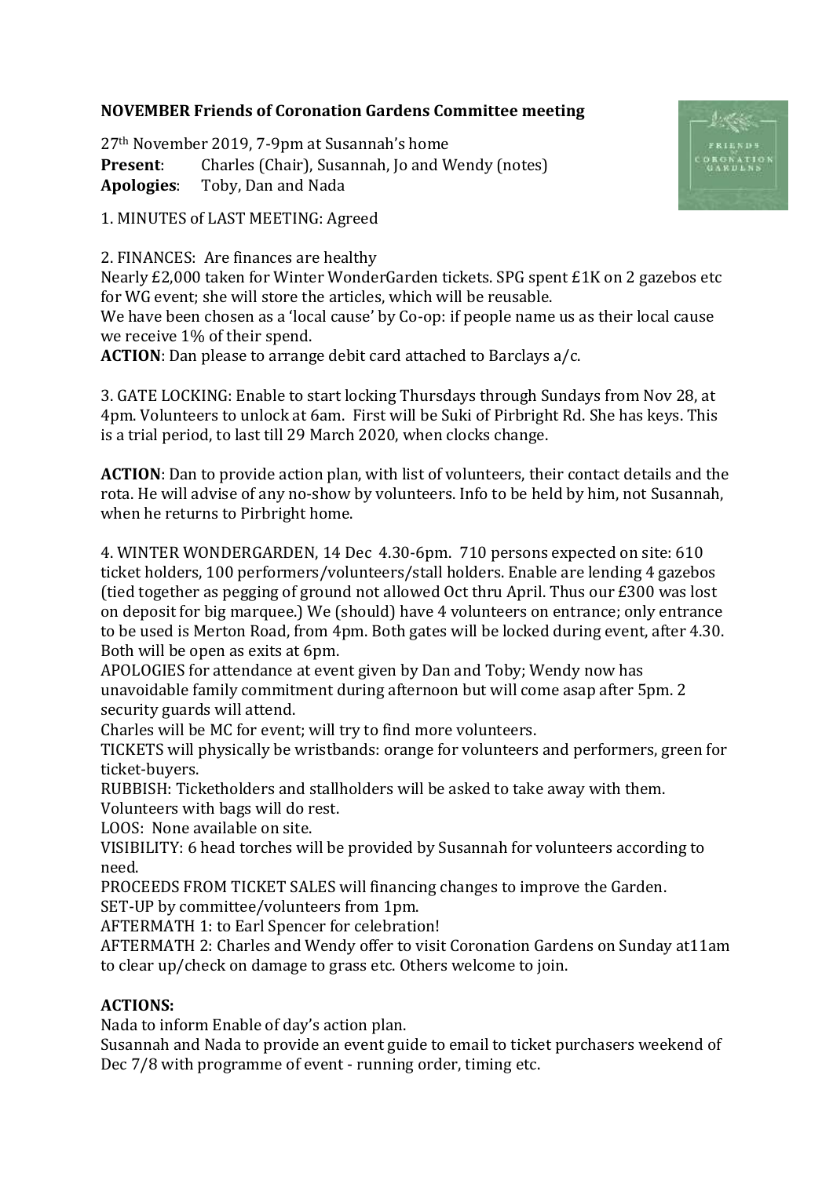**NOVEMBER Friends of Coronation Gardens Committee meeting**

27th November 2019, 7-9pm at Susannah's home
**Present**: Charles (Chair), Susannah, Jo and Wendy (notes)
**Apologies**: Toby, Dan and Nada

1. MINUTES of LAST MEETING: Agreed

2. FINANCES: Are finances are healthy
Nearly £2,000 taken for Winter WonderGarden tickets. SPG spent £1K on 2 gazebos etc for WG event; she will store the articles, which will be reusable.
We have been chosen as a 'local cause' by Co-op: if people name us as their local cause we receive 1% of their spend.
**ACTION**: Dan please to arrange debit card attached to Barclays a/c.

3. GATE LOCKING: Enable to start locking Thursdays through Sundays from Nov 28, at 4pm. Volunteers to unlock at 6am. First will be Suki of Pirbright Rd. She has keys. This is a trial period, to last till 29 March 2020, when clocks change.

**ACTION**: Dan to provide action plan, with list of volunteers, their contact details and the rota. He will advise of any no-show by volunteers. Info to be held by him, not Susannah, when he returns to Pirbright home.

4. WINTER WONDERGARDEN, 14 Dec 4.30-6pm. 710 persons expected on site: 610 ticket holders, 100 performers/volunteers/stall holders. Enable are lending 4 gazebos (tied together as pegging of ground not allowed Oct thru April. Thus our £300 was lost on deposit for big marquee.) We (should) have 4 volunteers on entrance; only entrance to be used is Merton Road, from 4pm. Both gates will be locked during event, after 4.30. Both will be open as exits at 6pm.
APOLOGIES for attendance at event given by Dan and Toby; Wendy now has unavoidable family commitment during afternoon but will come asap after 5pm. 2 security guards will attend.
Charles will be MC for event; will try to find more volunteers.
TICKETS will physically be wristbands: orange for volunteers and performers, green for ticket-buyers.
RUBBISH: Ticketholders and stallholders will be asked to take away with them. Volunteers with bags will do rest.
LOOS: None available on site.
VISIBILITY: 6 head torches will be provided by Susannah for volunteers according to need.
PROCEEDS FROM TICKET SALES will financing changes to improve the Garden.
SET-UP by committee/volunteers from 1pm.
AFTERMATH 1: to Earl Spencer for celebration!
AFTERMATH 2: Charles and Wendy offer to visit Coronation Gardens on Sunday at11am to clear up/check on damage to grass etc. Others welcome to join.

**ACTIONS:**
Nada to inform Enable of day's action plan.
Susannah and Nada to provide an event guide to email to ticket purchasers weekend of Dec 7/8 with programme of event - running order, timing etc.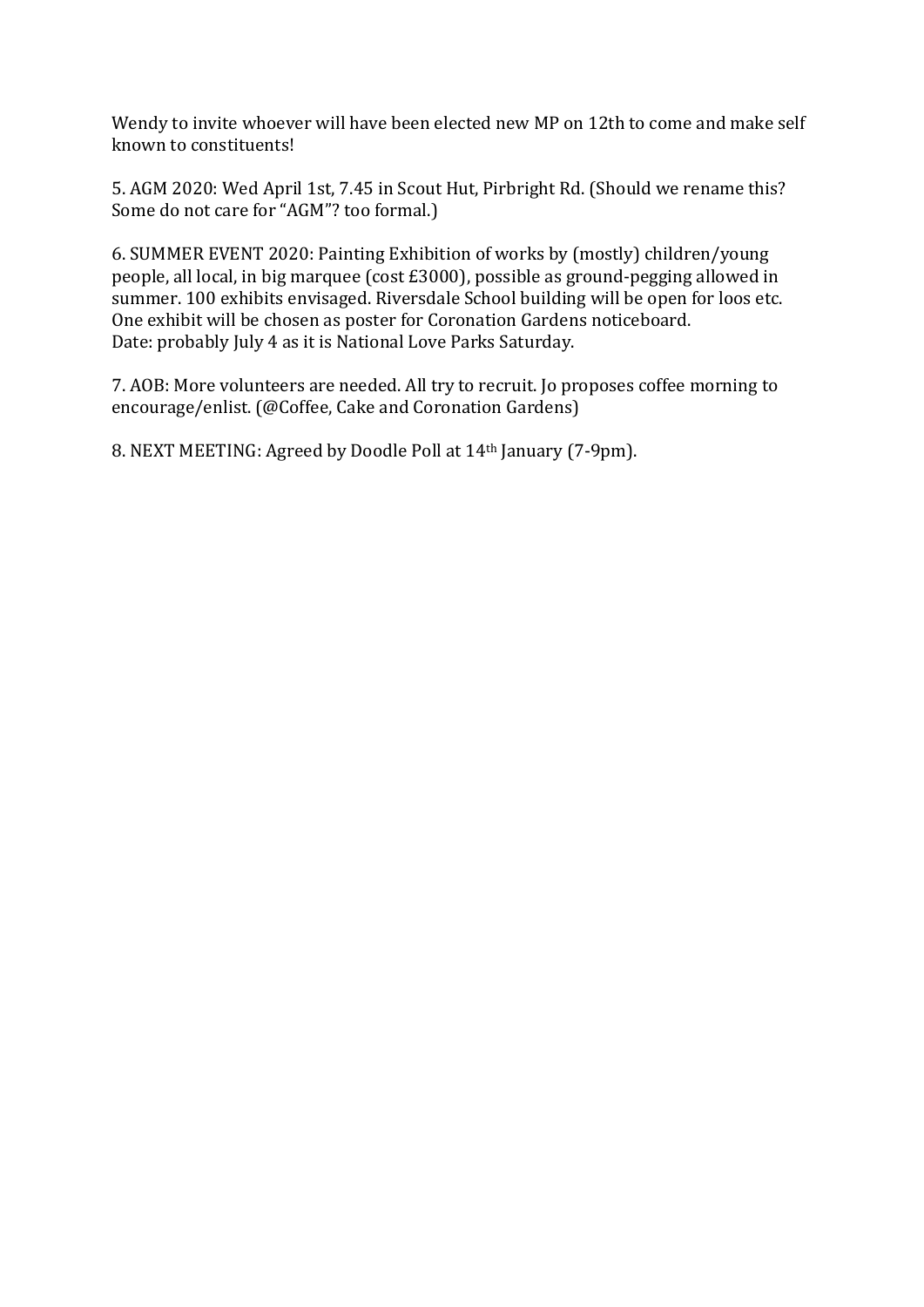Wendy to invite whoever will have been elected new MP on 12th to come and make self known to constituents!

5. AGM 2020: Wed April 1st, 7.45 in Scout Hut, Pirbright Rd. (Should we rename this? Some do not care for "AGM"? too formal.)

6. SUMMER EVENT 2020: Painting Exhibition of works by (mostly) children/young people, all local, in big marquee (cost £3000), possible as ground-pegging allowed in summer. 100 exhibits envisaged. Riversdale School building will be open for loos etc. One exhibit will be chosen as poster for Coronation Gardens noticeboard.
Date: probably July 4 as it is National Love Parks Saturday.

7. AOB: More volunteers are needed. All try to recruit. Jo proposes coffee morning to encourage/enlist. (@Coffee, Cake and Coronation Gardens)

8. NEXT MEETING: Agreed by Doodle Poll at 14th January (7-9pm).